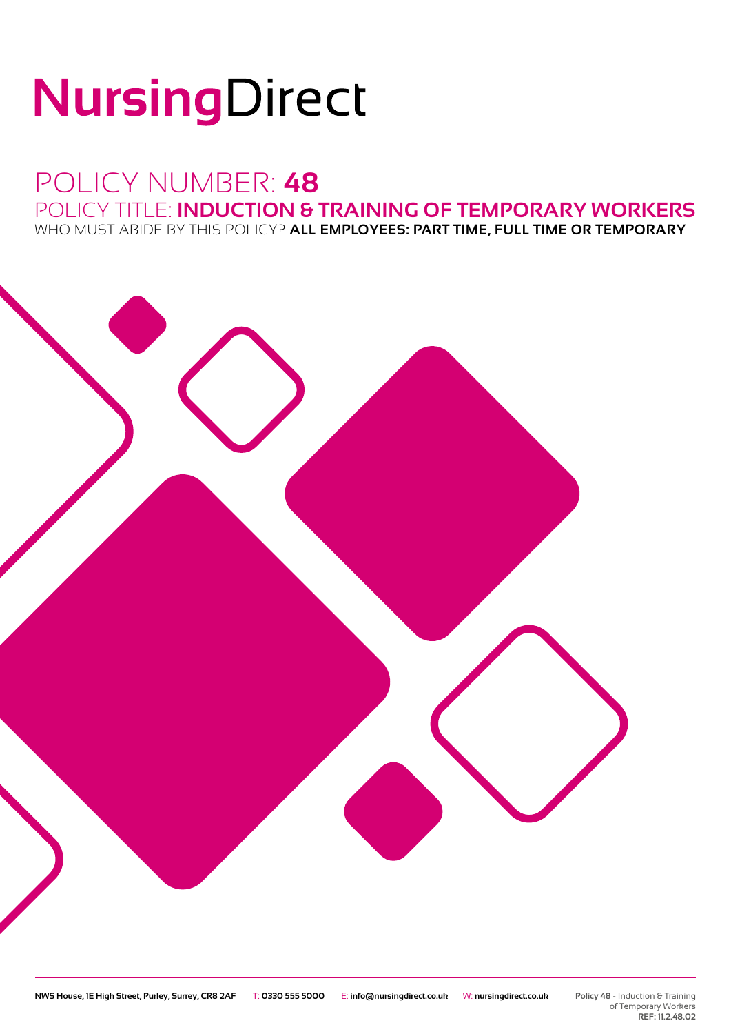# NursingDirect

## POLICY NUMBER: **48**

### POLICY TITLE: **INDUCTION & TRAINING OF TEMPORARY WORKERS**

WHO MUST ABIDE BY THIS POLICY? **ALL EMPLOYEES: PART TIME, FULL TIME OR TEMPORARY**

**NWS House, 1E High Street, Purley, Surrey, CR8 2AF** T: **0330 555 5000** E: **info@nursingdirect.co.uk** W: **nursingdirect.co.uk**

**Policy 48** - Induction & Training of Temporary Workers
**REF: 11.2.48.02**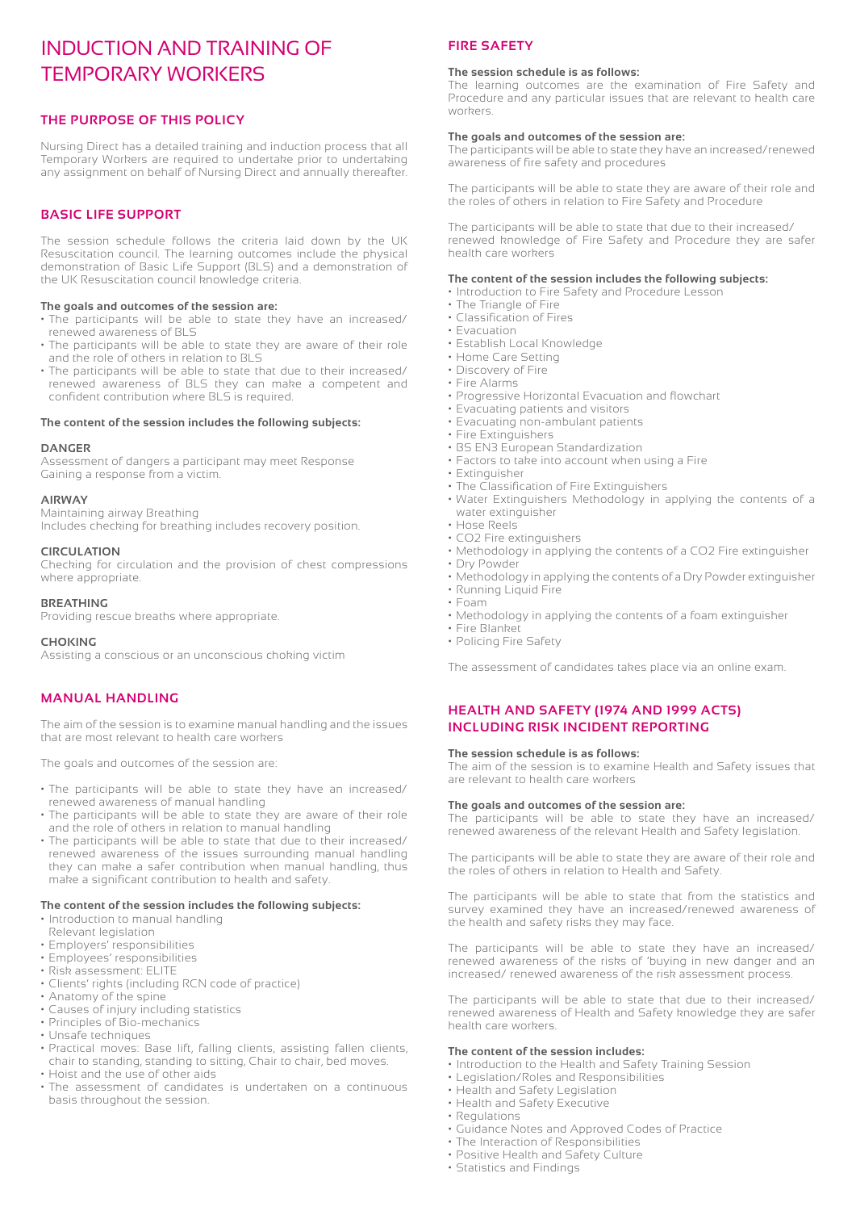# INDUCTION AND TRAINING OF TEMPORARY WORKERS

## THE PURPOSE OF THIS POLICY

Nursing Direct has a detailed training and induction process that all Temporary Workers are required to undertake prior to undertaking any assignment on behalf of Nursing Direct and annually thereafter.

## BASIC LIFE SUPPORT

The session schedule follows the criteria laid down by the UK Resuscitation council. The learning outcomes include the physical demonstration of Basic Life Support (BLS) and a demonstration of the UK Resuscitation council knowledge criteria.

**The goals and outcomes of the session are:**

- The participants will be able to state they have an increased/ renewed awareness of BLS
- The participants will be able to state they are aware of their role and the role of others in relation to BLS
- The participants will be able to state that due to their increased/ renewed awareness of BLS they can make a competent and confident contribution where BLS is required.

**The content of the session includes the following subjects:**

**DANGER**
Assessment of dangers a participant may meet Response
Gaining a response from a victim.

**AIRWAY**
Maintaining airway Breathing
Includes checking for breathing includes recovery position.

**CIRCULATION**
Checking for circulation and the provision of chest compressions where appropriate.

**BREATHING**
Providing rescue breaths where appropriate.

**CHOKING**
Assisting a conscious or an unconscious choking victim

## MANUAL HANDLING

The aim of the session is to examine manual handling and the issues that are most relevant to health care workers

The goals and outcomes of the session are:

- The participants will be able to state they have an increased/ renewed awareness of manual handling
- The participants will be able to state they are aware of their role and the role of others in relation to manual handling
- The participants will be able to state that due to their increased/ renewed awareness of the issues surrounding manual handling they can make a safer contribution when manual handling, thus make a significant contribution to health and safety.

**The content of the session includes the following subjects:**

- Introduction to manual handling
  Relevant legislation
- Employers' responsibilities
- Employees' responsibilities
- Risk assessment: ELITE
- Clients' rights (including RCN code of practice)
- Anatomy of the spine
- Causes of injury including statistics
- Principles of Bio-mechanics
- Unsafe techniques
- Practical moves: Base lift, falling clients, assisting fallen clients, chair to standing, standing to sitting, Chair to chair, bed moves.
- Hoist and the use of other aids
- The assessment of candidates is undertaken on a continuous basis throughout the session.

## FIRE SAFETY

**The session schedule is as follows:**
The learning outcomes are the examination of Fire Safety and Procedure and any particular issues that are relevant to health care workers.

**The goals and outcomes of the session are:**
The participants will be able to state they have an increased/renewed awareness of fire safety and procedures

The participants will be able to state they are aware of their role and the roles of others in relation to Fire Safety and Procedure

The participants will be able to state that due to their increased/ renewed knowledge of Fire Safety and Procedure they are safer health care workers

**The content of the session includes the following subjects:**

- Introduction to Fire Safety and Procedure Lesson
- The Triangle of Fire
- Classification of Fires
- Evacuation
- Establish Local Knowledge
- Home Care Setting
- Discovery of Fire
- Fire Alarms
- Progressive Horizontal Evacuation and flowchart
- Evacuating patients and visitors
- Evacuating non-ambulant patients
- Fire Extinguishers
- BS EN3 European Standardization
- Factors to take into account when using a Fire
- Extinguisher
- The Classification of Fire Extinguishers
- Water Extinguishers Methodology in applying the contents of a water extinguisher
- Hose Reels
- CO2 Fire extinguishers
- Methodology in applying the contents of a CO2 Fire extinguisher
- Dry Powder
- Methodology in applying the contents of a Dry Powder extinguisher
- Running Liquid Fire
- Foam
- Methodology in applying the contents of a foam extinguisher
- Fire Blanket
- Policing Fire Safety

The assessment of candidates takes place via an online exam.

## HEALTH AND SAFETY (1974 AND 1999 ACTS) INCLUDING RISK INCIDENT REPORTING

**The session schedule is as follows:**
The aim of the session is to examine Health and Safety issues that are relevant to health care workers

**The goals and outcomes of the session are:**
The participants will be able to state they have an increased/ renewed awareness of the relevant Health and Safety legislation.

The participants will be able to state they are aware of their role and the roles of others in relation to Health and Safety.

The participants will be able to state that from the statistics and survey examined they have an increased/renewed awareness of the health and safety risks they may face.

The participants will be able to state they have an increased/ renewed awareness of the risks of 'buying in new danger and an increased/ renewed awareness of the risk assessment process.

The participants will be able to state that due to their increased/ renewed awareness of Health and Safety knowledge they are safer health care workers.

**The content of the session includes:**

- Introduction to the Health and Safety Training Session
- Legislation/Roles and Responsibilities
- Health and Safety Legislation
- Health and Safety Executive
- Regulations
- Guidance Notes and Approved Codes of Practice
- The Interaction of Responsibilities
- Positive Health and Safety Culture
- Statistics and Findings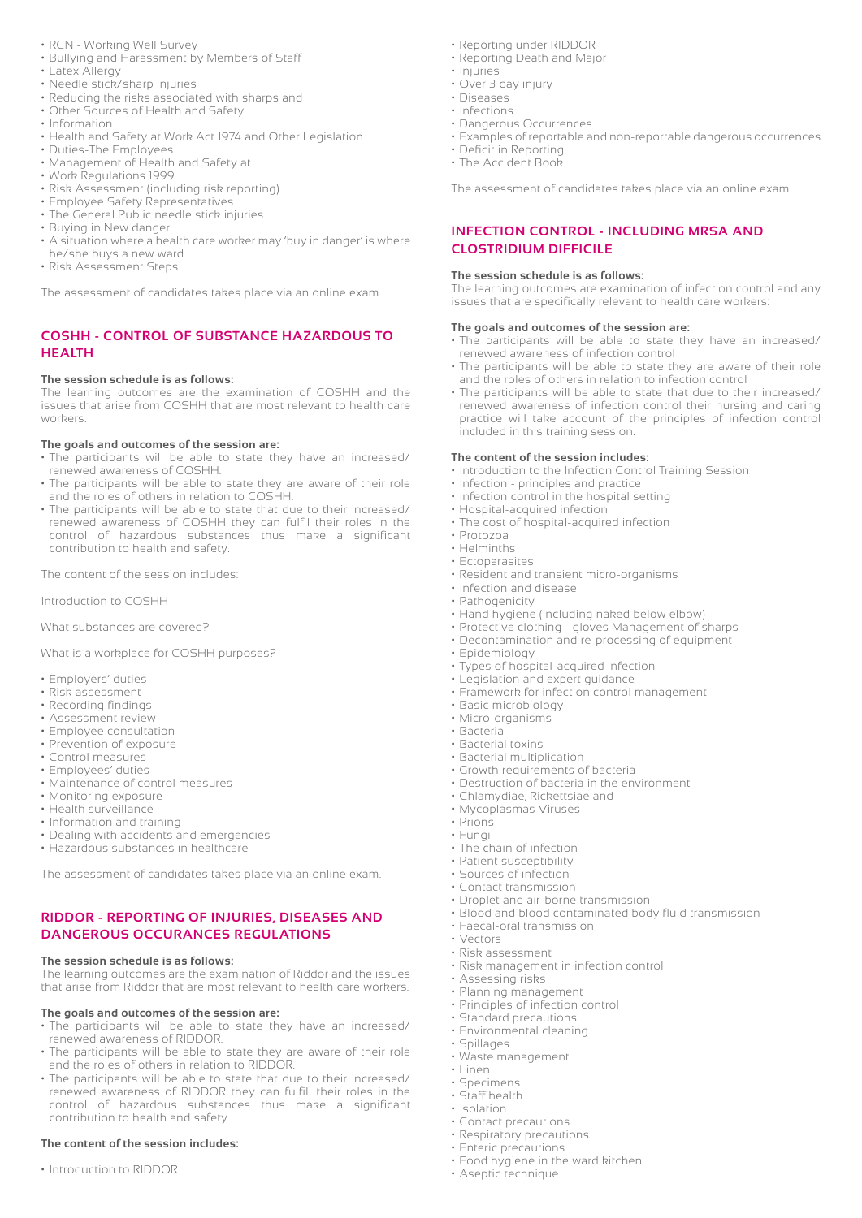- RCN - Working Well Survey
- Bullying and Harassment by Members of Staff
- Latex Allergy
- Needle stick/sharp injuries
- Reducing the risks associated with sharps and
- Other Sources of Health and Safety
- Information
- Health and Safety at Work Act 1974 and Other Legislation
- Duties-The Employees
- Management of Health and Safety at
- Work Regulations 1999
- Risk Assessment (including risk reporting)
- Employee Safety Representatives
- The General Public needle stick injuries
- Buying in New danger
- A situation where a health care worker may 'buy in danger' is where he/she buys a new ward
- Risk Assessment Steps

The assessment of candidates takes place via an online exam.

## COSHH - CONTROL OF SUBSTANCE HAZARDOUS TO HEALTH

**The session schedule is as follows:**
The learning outcomes are the examination of COSHH and the issues that arise from COSHH that are most relevant to health care workers.

**The goals and outcomes of the session are:**

- The participants will be able to state they have an increased/renewed awareness of COSHH.
- The participants will be able to state they are aware of their role and the roles of others in relation to COSHH.
- The participants will be able to state that due to their increased/renewed awareness of COSHH they can fulfil their roles in the control of hazardous substances thus make a significant contribution to health and safety.

The content of the session includes:

Introduction to COSHH

What substances are covered?

What is a workplace for COSHH purposes?

- Employers' duties
- Risk assessment
- Recording findings
- Assessment review
- Employee consultation
- Prevention of exposure
- Control measures
- Employees' duties
- Maintenance of control measures
- Monitoring exposure
- Health surveillance
- Information and training
- Dealing with accidents and emergencies
- Hazardous substances in healthcare

The assessment of candidates takes place via an online exam.

## RIDDOR - REPORTING OF INJURIES, DISEASES AND DANGEROUS OCCURANCES REGULATIONS

**The session schedule is as follows:**
The learning outcomes are the examination of Riddor and the issues that arise from Riddor that are most relevant to health care workers.

**The goals and outcomes of the session are:**

- The participants will be able to state they have an increased/renewed awareness of RIDDOR.
- The participants will be able to state they are aware of their role and the roles of others in relation to RIDDOR.
- The participants will be able to state that due to their increased/renewed awareness of RIDDOR they can fulfill their roles in the control of hazardous substances thus make a significant contribution to health and safety.

**The content of the session includes:**

- Introduction to RIDDOR
- Reporting under RIDDOR
- Reporting Death and Major
- Injuries
- Over 3 day injury
- Diseases
- Infections
- Dangerous Occurrences
- Examples of reportable and non-reportable dangerous occurrences
- Deficit in Reporting
- The Accident Book

The assessment of candidates takes place via an online exam.

## INFECTION CONTROL - INCLUDING MRSA AND CLOSTRIDIUM DIFFICILE

**The session schedule is as follows:**
The learning outcomes are examination of infection control and any issues that are specifically relevant to health care workers:

**The goals and outcomes of the session are:**

- The participants will be able to state they have an increased/renewed awareness of infection control
- The participants will be able to state they are aware of their role and the roles of others in relation to infection control
- The participants will be able to state that due to their increased/renewed awareness of infection control their nursing and caring practice will take account of the principles of infection control included in this training session.

**The content of the session includes:**

- Introduction to the Infection Control Training Session
- Infection - principles and practice
- Infection control in the hospital setting
- Hospital-acquired infection
- The cost of hospital-acquired infection
- Protozoa
- Helminths
- Ectoparasites
- Resident and transient micro-organisms
- Infection and disease
- Pathogenicity
- Hand hygiene (including naked below elbow)
- Protective clothing - gloves Management of sharps
- Decontamination and re-processing of equipment
- Epidemiology
- Types of hospital-acquired infection
- Legislation and expert guidance
- Framework for infection control management
- Basic microbiology
- Micro-organisms
- Bacteria
- Bacterial toxins
- Bacterial multiplication
- Growth requirements of bacteria
- Destruction of bacteria in the environment
- Chlamydiae, Rickettsiae and
- Mycoplasmas Viruses
- Prions
- Fungi
- The chain of infection
- Patient susceptibility
- Sources of infection
- Contact transmission
- Droplet and air-borne transmission
- Blood and blood contaminated body fluid transmission
- Faecal-oral transmission
- Vectors
- Risk assessment
- Risk management in infection control
- Assessing risks
- Planning management
- Principles of infection control
- Standard precautions
- Environmental cleaning
- Spillages
- Waste management
- Linen
- Specimens
- Staff health
- Isolation
- Contact precautions
- Respiratory precautions
- Enteric precautions
- Food hygiene in the ward kitchen
- Aseptic technique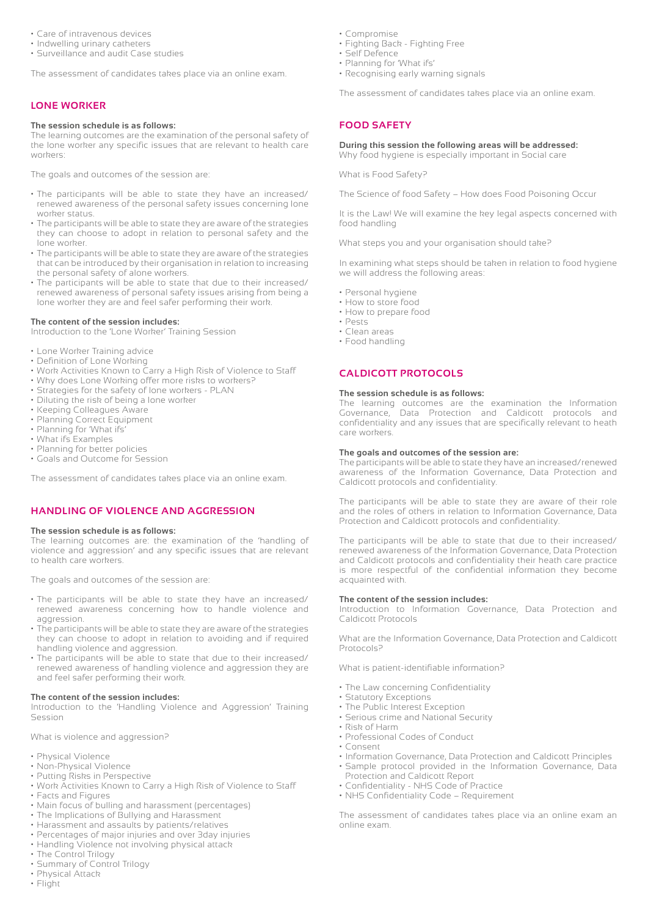- Care of intravenous devices
- Indwelling urinary catheters
- Surveillance and audit Case studies

The assessment of candidates takes place via an online exam.

## LONE WORKER

**The session schedule is as follows:**
The learning outcomes are the examination of the personal safety of the lone worker any specific issues that are relevant to health care workers:

The goals and outcomes of the session are:

- The participants will be able to state they have an increased/ renewed awareness of the personal safety issues concerning lone worker status.
- The participants will be able to state they are aware of the strategies they can choose to adopt in relation to personal safety and the lone worker.
- The participants will be able to state they are aware of the strategies that can be introduced by their organisation in relation to increasing the personal safety of alone workers.
- The participants will be able to state that due to their increased/ renewed awareness of personal safety issues arising from being a lone worker they are and feel safer performing their work.

**The content of the session includes:**
Introduction to the 'Lone Worker' Training Session

- Lone Worker Training advice
- Definition of Lone Working
- Work Activities Known to Carry a High Risk of Violence to Staff
- Why does Lone Working offer more risks to workers?
- Strategies for the safety of lone workers - PLAN
- Diluting the risk of being a lone worker
- Keeping Colleagues Aware
- Planning Correct Equipment
- Planning for 'What ifs'
- What ifs Examples
- Planning for better policies
- Goals and Outcome for Session

The assessment of candidates takes place via an online exam.

## HANDLING OF VIOLENCE AND AGGRESSION

**The session schedule is as follows:**
The learning outcomes are: the examination of the 'handling of violence and aggression' and any specific issues that are relevant to health care workers.

The goals and outcomes of the session are:

- The participants will be able to state they have an increased/ renewed awareness concerning how to handle violence and aggression.
- The participants will be able to state they are aware of the strategies they can choose to adopt in relation to avoiding and if required handling violence and aggression.
- The participants will be able to state that due to their increased/ renewed awareness of handling violence and aggression they are and feel safer performing their work.

**The content of the session includes:**
Introduction to the 'Handling Violence and Aggression' Training Session

What is violence and aggression?

- Physical Violence
- Non-Physical Violence
- Putting Risks in Perspective
- Work Activities Known to Carry a High Risk of Violence to Staff
- Facts and Figures
- Main focus of bulling and harassment (percentages)
- The Implications of Bullying and Harassment
- Harassment and assaults by patients/relatives
- Percentages of major injuries and over 3day injuries
- Handling Violence not involving physical attack
- The Control Trilogy
- Summary of Control Trilogy
- Physical Attack
- Flight
- Compromise
- Fighting Back - Fighting Free
- Self Defence
- Planning for 'What ifs'
- Recognising early warning signals

The assessment of candidates takes place via an online exam.

## FOOD SAFETY

**During this session the following areas will be addressed:**
Why food hygiene is especially important in Social care

What is Food Safety?

The Science of food Safety – How does Food Poisoning Occur

It is the Law! We will examine the key legal aspects concerned with food handling

What steps you and your organisation should take?

In examining what steps should be taken in relation to food hygiene we will address the following areas:

- Personal hygiene
- How to store food
- How to prepare food
- Pests
- Clean areas
- Food handling

## CALDICOTT PROTOCOLS

**The session schedule is as follows:**
The learning outcomes are the examination the Information Governance, Data Protection and Caldicott protocols and confidentiality and any issues that are specifically relevant to heath care workers.

**The goals and outcomes of the session are:**
The participants will be able to state they have an increased/renewed awareness of the Information Governance, Data Protection and Caldicott protocols and confidentiality.

The participants will be able to state they are aware of their role and the roles of others in relation to Information Governance, Data Protection and Caldicott protocols and confidentiality.

The participants will be able to state that due to their increased/ renewed awareness of the Information Governance, Data Protection and Caldicott protocols and confidentiality their heath care practice is more respectful of the confidential information they become acquainted with.

**The content of the session includes:**
Introduction to Information Governance, Data Protection and Caldicott Protocols

What are the Information Governance, Data Protection and Caldicott Protocols?

What is patient-identifiable information?

- The Law concerning Confidentiality
- Statutory Exceptions
- The Public Interest Exception
- Serious crime and National Security
- Risk of Harm
- Professional Codes of Conduct
- Consent
- Information Governance, Data Protection and Caldicott Principles
- Sample protocol provided in the Information Governance, Data Protection and Caldicott Report
- Confidentiality - NHS Code of Practice
- NHS Confidentiality Code – Requirement

The assessment of candidates takes place via an online exam an online exam.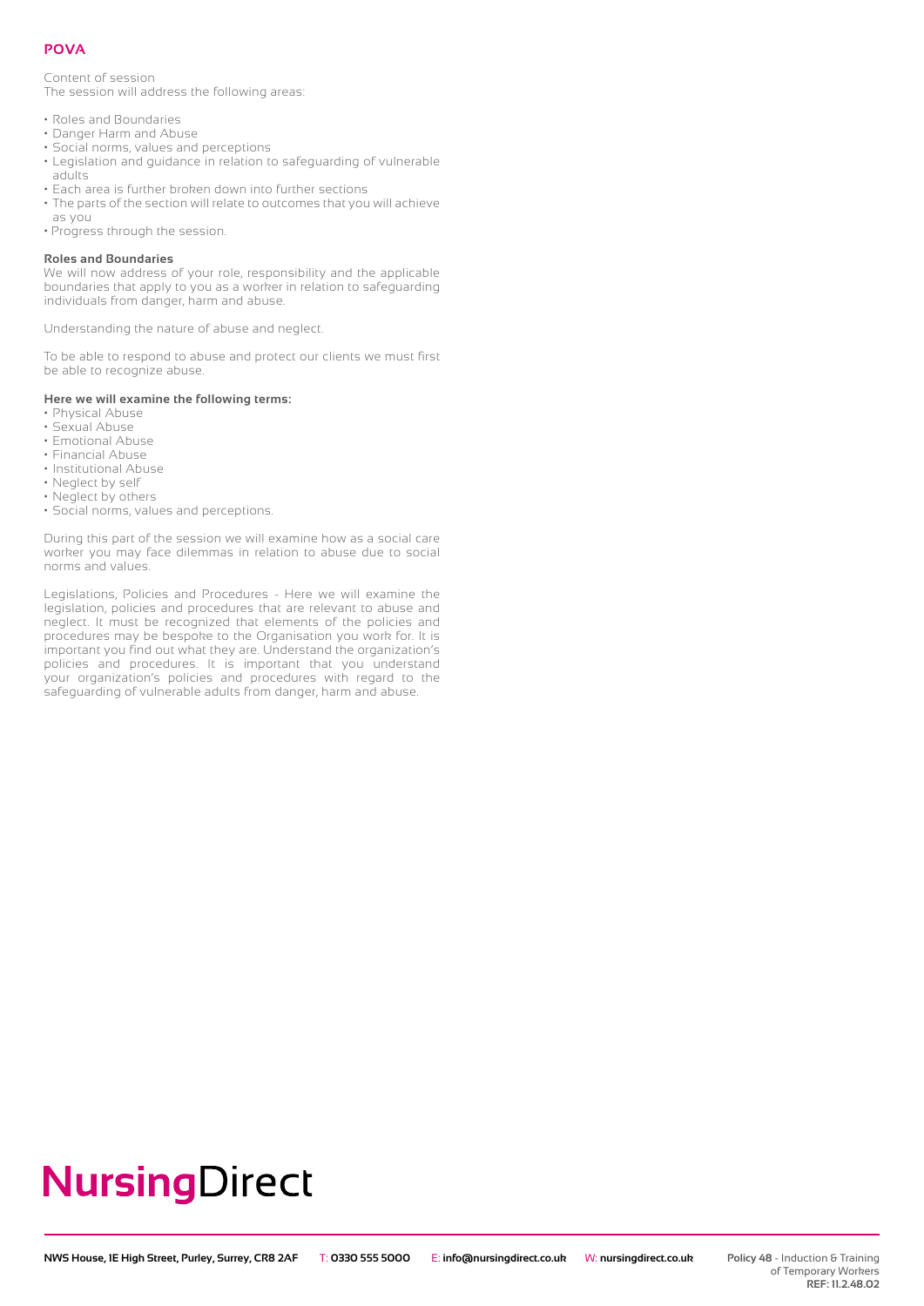## POVA

Content of session
The session will address the following areas:

- Roles and Boundaries
- Danger Harm and Abuse
- Social norms, values and perceptions
- Legislation and guidance in relation to safeguarding of vulnerable adults
- Each area is further broken down into further sections
- The parts of the section will relate to outcomes that you will achieve as you
- Progress through the session.

**Roles and Boundaries**
We will now address of your role, responsibility and the applicable boundaries that apply to you as a worker in relation to safeguarding individuals from danger, harm and abuse.

Understanding the nature of abuse and neglect.

To be able to respond to abuse and protect our clients we must first be able to recognize abuse.

**Here we will examine the following terms:**

- Physical Abuse
- Sexual Abuse
- Emotional Abuse
- Financial Abuse
- Institutional Abuse
- Neglect by self
- Neglect by others
- Social norms, values and perceptions.

During this part of the session we will examine how as a social care worker you may face dilemmas in relation to abuse due to social norms and values.

Legislations, Policies and Procedures - Here we will examine the legislation, policies and procedures that are relevant to abuse and neglect. It must be recognized that elements of the policies and procedures may be bespoke to the Organisation you work for. It is important you find out what they are. Understand the organization's policies and procedures. It is important that you understand your organization's policies and procedures with regard to the safeguarding of vulnerable adults from danger, harm and abuse.